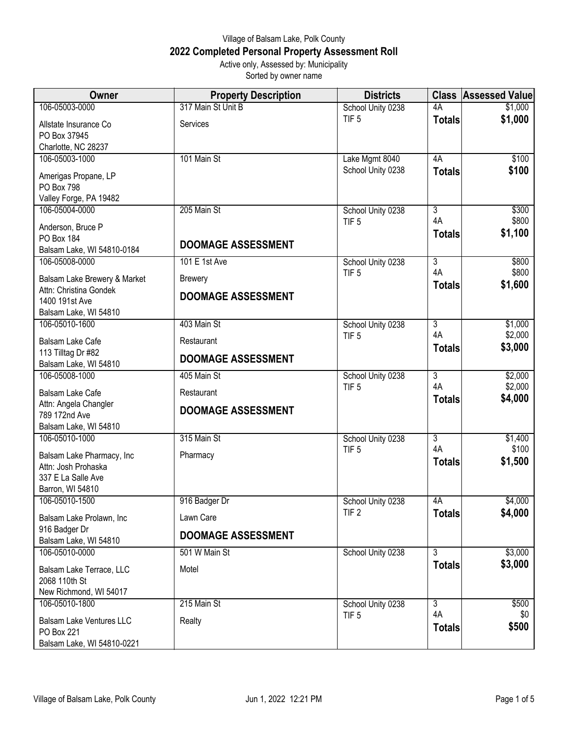Village of Balsam Lake, Polk County

**2022 Completed Personal Property Assessment Roll**

Active only, Assessed by: Municipality

Sorted by owner name

| Owner | Property Description | Districts | Class | Assessed Value |
|---|---|---|---|---|
| 106-05003-0000<br>Allstate Insurance Co<br>PO Box 37945<br>Charlotte, NC 28237 | 317 Main St Unit B<br>Services | School Unity 0238<br>TIF 5 | 4A<br>**Totals** | $1,000<br>**$1,000** |
| 106-05003-1000<br>Amerigas Propane, LP<br>PO Box 798<br>Valley Forge, PA 19482 | 101 Main St | Lake Mgmt 8040<br>School Unity 0238 | 4A<br>**Totals** | $100<br>**$100** |
| 106-05004-0000<br>Anderson, Bruce P<br>PO Box 184<br>Balsam Lake, WI 54810-0184 | 205 Main St<br>**DOOMAGE ASSESSMENT** | School Unity 0238<br>TIF 5 | 3<br>4A<br>**Totals** | $300<br>$800<br>**$1,100** |
| 106-05008-0000<br>Balsam Lake Brewery & Market<br>Attn: Christina Gondek<br>1400 191st Ave<br>Balsam Lake, WI 54810 | 101 E 1st Ave<br>Brewery<br>**DOOMAGE ASSESSMENT** | School Unity 0238<br>TIF 5 | 3<br>4A<br>**Totals** | $800<br>$800<br>**$1,600** |
| 106-05010-1600<br>Balsam Lake Cafe<br>113 Tilltag Dr #82<br>Balsam Lake, WI 54810 | 403 Main St<br>Restaurant<br>**DOOMAGE ASSESSMENT** | School Unity 0238<br>TIF 5 | 3<br>4A<br>**Totals** | $1,000<br>$2,000<br>**$3,000** |
| 106-05008-1000<br>Balsam Lake Cafe<br>Attn: Angela Changler<br>789 172nd Ave<br>Balsam Lake, WI 54810 | 405 Main St<br>Restaurant<br>**DOOMAGE ASSESSMENT** | School Unity 0238<br>TIF 5 | 3<br>4A<br>**Totals** | $2,000<br>$2,000<br>**$4,000** |
| 106-05010-1000<br>Balsam Lake Pharmacy, Inc<br>Attn: Josh Prohaska<br>337 E La Salle Ave<br>Barron, WI 54810 | 315 Main St<br>Pharmacy | School Unity 0238<br>TIF 5 | 3<br>4A<br>**Totals** | $1,400<br>$100<br>**$1,500** |
| 106-05010-1500<br>Balsam Lake Prolawn, Inc<br>916 Badger Dr<br>Balsam Lake, WI 54810 | 916 Badger Dr<br>Lawn Care<br>**DOOMAGE ASSESSMENT** | School Unity 0238<br>TIF 2 | 4A<br>**Totals** | $4,000<br>**$4,000** |
| 106-05010-0000<br>Balsam Lake Terrace, LLC<br>2068 110th St<br>New Richmond, WI 54017 | 501 W Main St<br>Motel | School Unity 0238 | 3<br>**Totals** | $3,000<br>**$3,000** |
| 106-05010-1800<br>Balsam Lake Ventures LLC<br>PO Box 221<br>Balsam Lake, WI 54810-0221 | 215 Main St<br>Realty | School Unity 0238<br>TIF 5 | 3<br>4A<br>**Totals** | $500<br>$0<br>**$500** |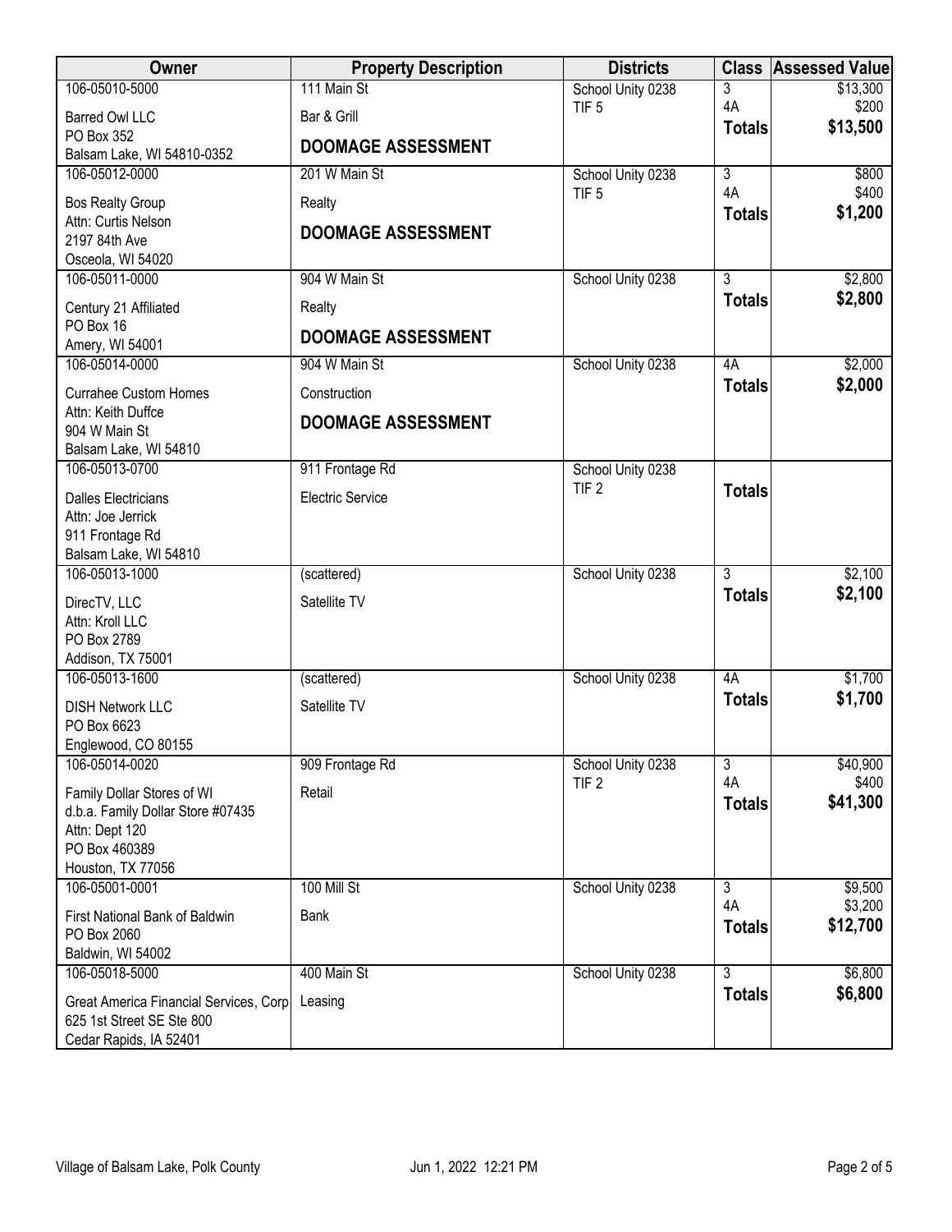| Owner | Property Description | Districts | Class | Assessed Value |
|---|---|---|---|---|
| 106-05010-5000<br>Barred Owl LLC<br>PO Box 352<br>Balsam Lake, WI 54810-0352 | 111 Main St<br>Bar & Grill<br>**DOOMAGE ASSESSMENT** | School Unity 0238<br>TIF 5 | 3<br>4A<br>**Totals** | $13,300<br>$200<br>**$13,500** |
| 106-05012-0000<br>Bos Realty Group<br>Attn: Curtis Nelson<br>2197 84th Ave<br>Osceola, WI 54020 | 201 W Main St<br>Realty<br>**DOOMAGE ASSESSMENT** | School Unity 0238<br>TIF 5 | 3<br>4A<br>**Totals** | $800<br>$400<br>**$1,200** |
| 106-05011-0000<br>Century 21 Affiliated<br>PO Box 16<br>Amery, WI 54001 | 904 W Main St<br>Realty<br>**DOOMAGE ASSESSMENT** | School Unity 0238 | 3<br>**Totals** | $2,800<br>**$2,800** |
| 106-05014-0000<br>Currahee Custom Homes<br>Attn: Keith Duffce<br>904 W Main St<br>Balsam Lake, WI 54810 | 904 W Main St<br>Construction<br>**DOOMAGE ASSESSMENT** | School Unity 0238 | 4A<br>**Totals** | $2,000<br>**$2,000** |
| 106-05013-0700<br>Dalles Electricians<br>Attn: Joe Jerrick<br>911 Frontage Rd<br>Balsam Lake, WI 54810 | 911 Frontage Rd<br>Electric Service | School Unity 0238<br>TIF 2 | **Totals** | |
| 106-05013-1000<br>DirecTV, LLC<br>Attn: Kroll LLC<br>PO Box 2789<br>Addison, TX 75001 | (scattered)<br>Satellite TV | School Unity 0238 | 3<br>**Totals** | $2,100<br>**$2,100** |
| 106-05013-1600<br>DISH Network LLC<br>PO Box 6623<br>Englewood, CO 80155 | (scattered)<br>Satellite TV | School Unity 0238 | 4A<br>**Totals** | $1,700<br>**$1,700** |
| 106-05014-0020<br>Family Dollar Stores of WI<br>d.b.a. Family Dollar Store #07435<br>Attn: Dept 120<br>PO Box 460389<br>Houston, TX 77056 | 909 Frontage Rd<br>Retail | School Unity 0238<br>TIF 2 | 3<br>4A<br>**Totals** | $40,900<br>$400<br>**$41,300** |
| 106-05001-0001<br>First National Bank of Baldwin<br>PO Box 2060<br>Baldwin, WI 54002 | 100 Mill St<br>Bank | School Unity 0238 | 3<br>4A<br>**Totals** | $9,500<br>$3,200<br>**$12,700** |
| 106-05018-5000<br>Great America Financial Services, Corp<br>625 1st Street SE Ste 800<br>Cedar Rapids, IA 52401 | 400 Main St<br>Leasing | School Unity 0238 | 3<br>**Totals** | $6,800<br>**$6,800** |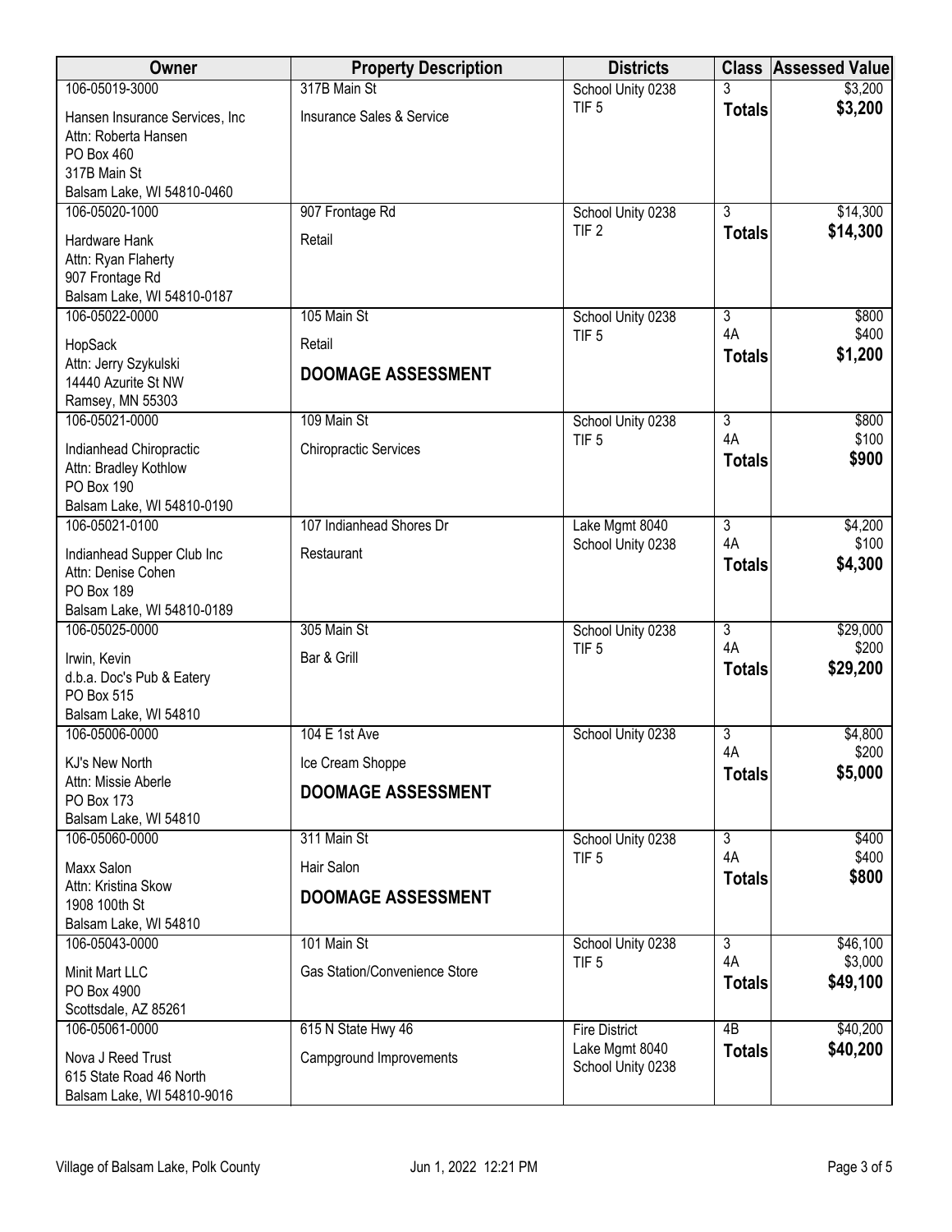| Owner | Property Description | Districts | Class | Assessed Value |
|---|---|---|---|---|
| 106-05019-3000<br>Hansen Insurance Services, Inc<br>Attn: Roberta Hansen<br>PO Box 460<br>317B Main St<br>Balsam Lake, WI 54810-0460 | 317B Main St<br>Insurance Sales & Service | School Unity 0238<br>TIF 5 | 3<br>**Totals** | \$3,200<br>**\$3,200** |
| 106-05020-1000<br>Hardware Hank<br>Attn: Ryan Flaherty<br>907 Frontage Rd<br>Balsam Lake, WI 54810-0187 | 907 Frontage Rd<br>Retail | School Unity 0238<br>TIF 2 | 3<br>**Totals** | \$14,300<br>**\$14,300** |
| 106-05022-0000<br>HopSack<br>Attn: Jerry Szykulski<br>14440 Azurite St NW<br>Ramsey, MN 55303 | 105 Main St<br>Retail<br>**DOOMAGE ASSESSMENT** | School Unity 0238<br>TIF 5 | 3<br>4A<br>**Totals** | \$800<br>\$400<br>**\$1,200** |
| 106-05021-0000<br>Indianhead Chiropractic<br>Attn: Bradley Kothlow<br>PO Box 190<br>Balsam Lake, WI 54810-0190 | 109 Main St<br>Chiropractic Services | School Unity 0238<br>TIF 5 | 3<br>4A<br>**Totals** | \$800<br>\$100<br>**\$900** |
| 106-05021-0100<br>Indianhead Supper Club Inc<br>Attn: Denise Cohen<br>PO Box 189<br>Balsam Lake, WI 54810-0189 | 107 Indianhead Shores Dr<br>Restaurant | Lake Mgmt 8040<br>School Unity 0238 | 3<br>4A<br>**Totals** | \$4,200<br>\$100<br>**\$4,300** |
| 106-05025-0000<br>Irwin, Kevin<br>d.b.a. Doc's Pub & Eatery<br>PO Box 515<br>Balsam Lake, WI 54810 | 305 Main St<br>Bar & Grill | School Unity 0238<br>TIF 5 | 3<br>4A<br>**Totals** | \$29,000<br>\$200<br>**\$29,200** |
| 106-05006-0000<br>KJ's New North<br>Attn: Missie Aberle<br>PO Box 173<br>Balsam Lake, WI 54810 | 104 E 1st Ave<br>Ice Cream Shoppe<br>**DOOMAGE ASSESSMENT** | School Unity 0238 | 3<br>4A<br>**Totals** | \$4,800<br>\$200<br>**\$5,000** |
| 106-05060-0000<br>Maxx Salon<br>Attn: Kristina Skow<br>1908 100th St<br>Balsam Lake, WI 54810 | 311 Main St<br>Hair Salon<br>**DOOMAGE ASSESSMENT** | School Unity 0238<br>TIF 5 | 3<br>4A<br>**Totals** | \$400<br>\$400<br>**\$800** |
| 106-05043-0000<br>Minit Mart LLC<br>PO Box 4900<br>Scottsdale, AZ 85261 | 101 Main St<br>Gas Station/Convenience Store | School Unity 0238<br>TIF 5 | 3<br>4A<br>**Totals** | \$46,100<br>\$3,000<br>**\$49,100** |
| 106-05061-0000<br>Nova J Reed Trust<br>615 State Road 46 North<br>Balsam Lake, WI 54810-9016 | 615 N State Hwy 46<br>Campground Improvements | Fire District<br>Lake Mgmt 8040<br>School Unity 0238 | 4B<br>**Totals** | \$40,200<br>**\$40,200** |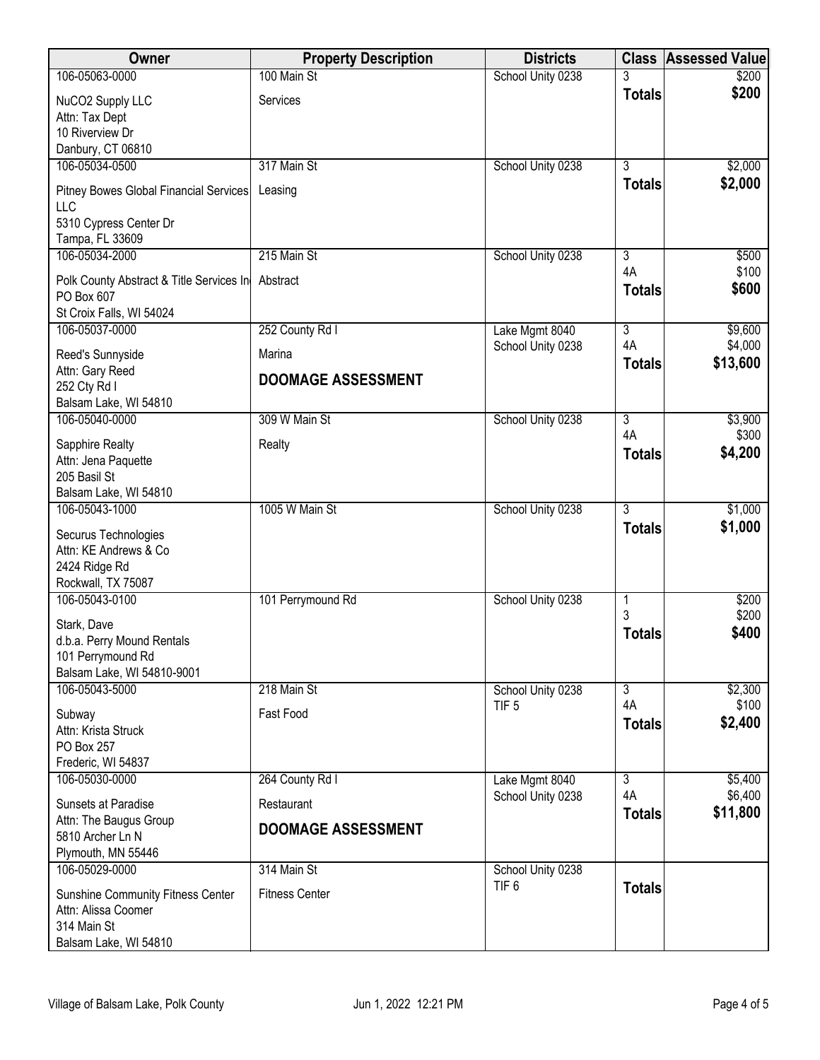| Owner | Property Description | Districts | Class | Assessed Value |
|---|---|---|---|---|
| 106-05063-0000 | 100 Main St | School Unity 0238 | 3 | $200 |
| NuCO2 Supply LLC<br>Attn: Tax Dept<br>10 Riverview Dr<br>Danbury, CT 06810 | Services | | **Totals** | **$200** |
| 106-05034-0500 | 317 Main St | School Unity 0238 | 3 | $2,000 |
| Pitney Bowes Global Financial Services LLC<br>5310 Cypress Center Dr<br>Tampa, FL 33609 | Leasing | | **Totals** | **$2,000** |
| 106-05034-2000 | 215 Main St | School Unity 0238 | 3<br>4A | $500<br>$100 |
| Polk County Abstract & Title Services In<br>PO Box 607<br>St Croix Falls, WI 54024 | Abstract | | **Totals** | **$600** |
| 106-05037-0000 | 252 County Rd I | Lake Mgmt 8040<br>School Unity 0238 | 3<br>4A | $9,600<br>$4,000 |
| Reed's Sunnyside<br>Attn: Gary Reed<br>252 Cty Rd I<br>Balsam Lake, WI 54810 | Marina<br>**DOOMAGE ASSESSMENT** | | **Totals** | **$13,600** |
| 106-05040-0000 | 309 W Main St | School Unity 0238 | 3<br>4A | $3,900<br>$300 |
| Sapphire Realty<br>Attn: Jena Paquette<br>205 Basil St<br>Balsam Lake, WI 54810 | Realty | | **Totals** | **$4,200** |
| 106-05043-1000 | 1005 W Main St | School Unity 0238 | 3 | $1,000 |
| Securus Technologies<br>Attn: KE Andrews & Co<br>2424 Ridge Rd<br>Rockwall, TX 75087 | | | **Totals** | **$1,000** |
| 106-05043-0100 | 101 Perrymound Rd | School Unity 0238 | 1<br>3 | $200<br>$200 |
| Stark, Dave<br>d.b.a. Perry Mound Rentals<br>101 Perrymound Rd<br>Balsam Lake, WI 54810-9001 | | | **Totals** | **$400** |
| 106-05043-5000 | 218 Main St | School Unity 0238<br>TIF 5 | 3<br>4A | $2,300<br>$100 |
| Subway<br>Attn: Krista Struck<br>PO Box 257<br>Frederic, WI 54837 | Fast Food | | **Totals** | **$2,400** |
| 106-05030-0000 | 264 County Rd I | Lake Mgmt 8040<br>School Unity 0238 | 3<br>4A | $5,400<br>$6,400 |
| Sunsets at Paradise<br>Attn: The Baugus Group<br>5810 Archer Ln N<br>Plymouth, MN 55446 | Restaurant<br>**DOOMAGE ASSESSMENT** | | **Totals** | **$11,800** |
| 106-05029-0000 | 314 Main St | School Unity 0238<br>TIF 6 | | |
| Sunshine Community Fitness Center<br>Attn: Alissa Coomer<br>314 Main St<br>Balsam Lake, WI 54810 | Fitness Center | | **Totals** | |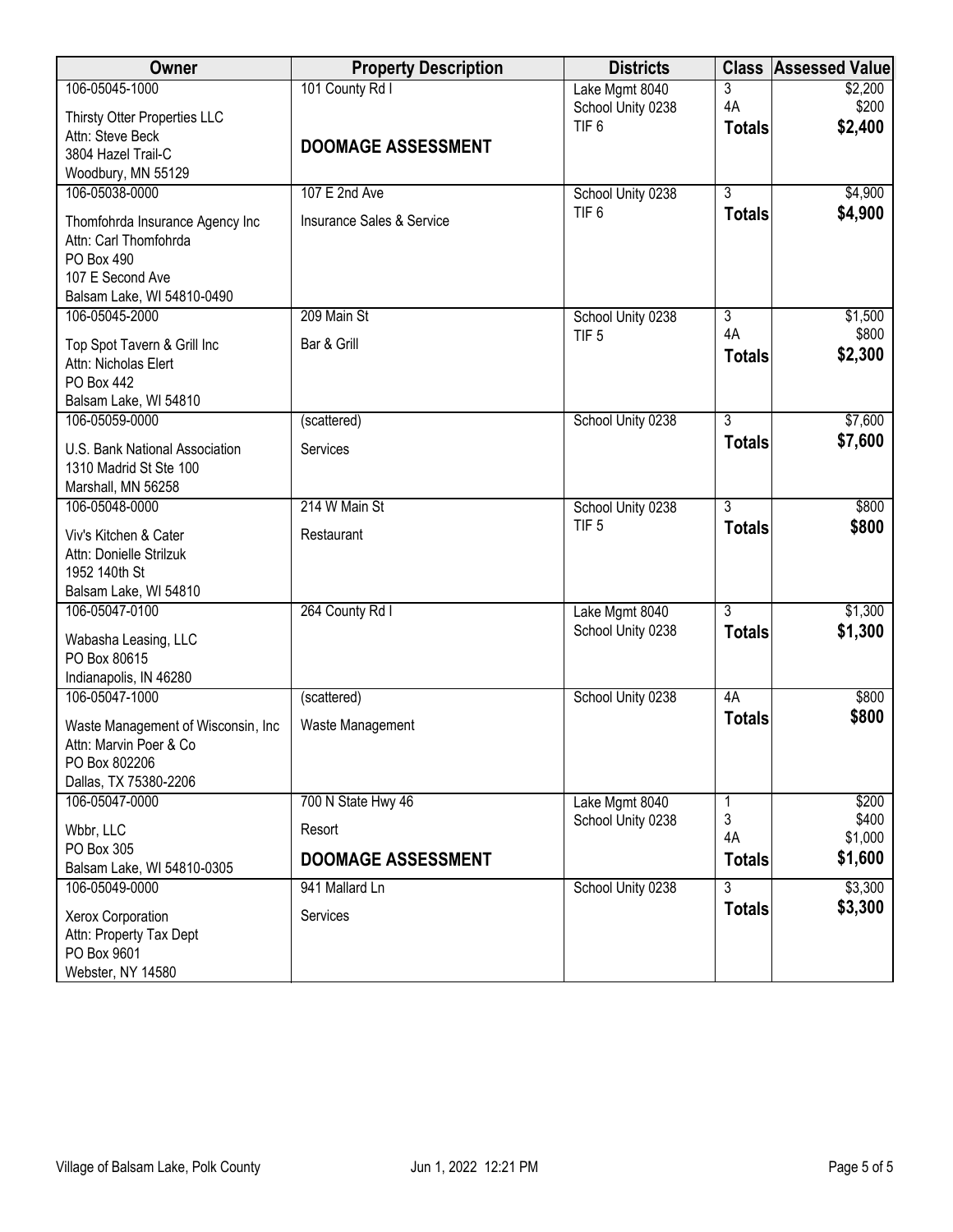| Owner | Property Description | Districts | Class | Assessed Value |
|---|---|---|---|---|
| 106-05045-1000<br>Thirsty Otter Properties LLC<br>Attn: Steve Beck<br>3804 Hazel Trail-C<br>Woodbury, MN 55129 | 101 County Rd I<br>**DOOMAGE ASSESSMENT** | Lake Mgmt 8040<br>School Unity 0238<br>TIF 6 | 3<br>4A<br>**Totals** | $2,200<br>$200<br>**$2,400** |
| 106-05038-0000<br>Thomfohrda Insurance Agency Inc<br>Attn: Carl Thomfohrda<br>PO Box 490<br>107 E Second Ave<br>Balsam Lake, WI 54810-0490 | 107 E 2nd Ave<br>Insurance Sales & Service | School Unity 0238<br>TIF 6 | 3<br>**Totals** | $4,900<br>**$4,900** |
| 106-05045-2000<br>Top Spot Tavern & Grill Inc<br>Attn: Nicholas Elert<br>PO Box 442<br>Balsam Lake, WI 54810 | 209 Main St<br>Bar & Grill | School Unity 0238<br>TIF 5 | 3<br>4A<br>**Totals** | $1,500<br>$800<br>**$2,300** |
| 106-05059-0000<br>U.S. Bank National Association<br>1310 Madrid St Ste 100<br>Marshall, MN 56258 | (scattered)<br>Services | School Unity 0238 | 3<br>**Totals** | $7,600<br>**$7,600** |
| 106-05048-0000<br>Viv's Kitchen & Cater<br>Attn: Donielle Strilzuk<br>1952 140th St<br>Balsam Lake, WI 54810 | 214 W Main St<br>Restaurant | School Unity 0238<br>TIF 5 | 3<br>**Totals** | $800<br>**$800** |
| 106-05047-0100<br>Wabasha Leasing, LLC<br>PO Box 80615<br>Indianapolis, IN 46280 | 264 County Rd I | Lake Mgmt 8040<br>School Unity 0238 | 3<br>**Totals** | $1,300<br>**$1,300** |
| 106-05047-1000<br>Waste Management of Wisconsin, Inc<br>Attn: Marvin Poer & Co<br>PO Box 802206<br>Dallas, TX 75380-2206 | (scattered)<br>Waste Management | School Unity 0238 | 4A<br>**Totals** | $800<br>**$800** |
| 106-05047-0000<br>Wbbr, LLC<br>PO Box 305<br>Balsam Lake, WI 54810-0305 | 700 N State Hwy 46<br>Resort<br>**DOOMAGE ASSESSMENT** | Lake Mgmt 8040<br>School Unity 0238 | 1<br>3<br>4A<br>**Totals** | $200<br>$400<br>$1,000<br>**$1,600** |
| 106-05049-0000<br>Xerox Corporation<br>Attn: Property Tax Dept<br>PO Box 9601<br>Webster, NY 14580 | 941 Mallard Ln<br>Services | School Unity 0238 | 3<br>**Totals** | $3,300<br>**$3,300** |

Village of Balsam Lake, Polk County — Jun 1, 2022 12:21 PM